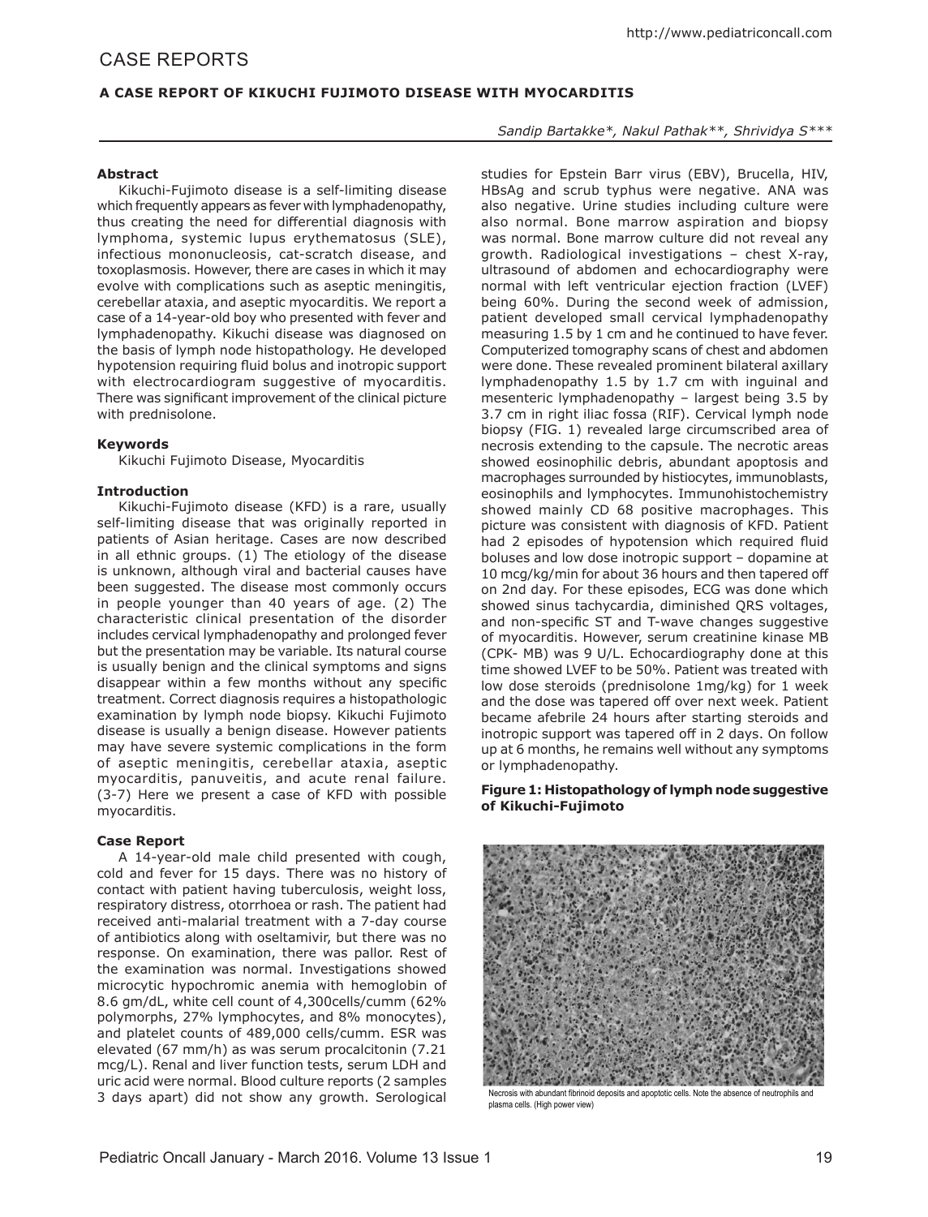# CASE REPORTS

## A CASE REPORT OF KIKUCHI FUJIMOTO DISEASE WITH MYOCARDITIS

*Sandip Bartakke\*, Nakul Pathak\*\*, Shrividya S\*\*\**

### Abstract

Kikuchi-Fujimoto disease is a self-limiting disease which frequently appears as fever with lymphadenopathy, thus creating the need for differential diagnosis with lymphoma, systemic lupus erythematosus (SLE), infectious mononucleosis, cat-scratch disease, and toxoplasmosis. However, there are cases in which it may evolve with complications such as aseptic meningitis, cerebellar ataxia, and aseptic myocarditis. We report a case of a 14-year-old boy who presented with fever and lymphadenopathy. Kikuchi disease was diagnosed on the basis of lymph node histopathology. He developed hypotension requiring fluid bolus and inotropic support with electrocardiogram suggestive of myocarditis. There was significant improvement of the clinical picture with prednisolone.

### Keywords

Kikuchi Fujimoto Disease, Myocarditis

### Introduction

Kikuchi-Fujimoto disease (KFD) is a rare, usually self-limiting disease that was originally reported in patients of Asian heritage. Cases are now described in all ethnic groups. (1) The etiology of the disease is unknown, although viral and bacterial causes have been suggested. The disease most commonly occurs in people younger than 40 years of age. (2) The characteristic clinical presentation of the disorder includes cervical lymphadenopathy and prolonged fever but the presentation may be variable. Its natural course is usually benign and the clinical symptoms and signs disappear within a few months without any specific treatment. Correct diagnosis requires a histopathologic examination by lymph node biopsy. Kikuchi Fujimoto disease is usually a benign disease. However patients may have severe systemic complications in the form of aseptic meningitis, cerebellar ataxia, aseptic myocarditis, panuveitis, and acute renal failure. (3-7) Here we present a case of KFD with possible myocarditis.

### Case Report

A 14-year-old male child presented with cough, cold and fever for 15 days. There was no history of contact with patient having tuberculosis, weight loss, respiratory distress, otorrhoea or rash. The patient had received anti-malarial treatment with a 7-day course of antibiotics along with oseltamivir, but there was no response. On examination, there was pallor. Rest of the examination was normal. Investigations showed microcytic hypochromic anemia with hemoglobin of 8.6 gm/dL, white cell count of 4,300cells/cumm (62% polymorphs, 27% lymphocytes, and 8% monocytes), and platelet counts of 489,000 cells/cumm. ESR was elevated (67 mm/h) as was serum procalcitonin (7.21 mcg/L). Renal and liver function tests, serum LDH and uric acid were normal. Blood culture reports (2 samples 3 days apart) did not show any growth. Serological studies for Epstein Barr virus (EBV), Brucella, HIV, HBsAg and scrub typhus were negative. ANA was also negative. Urine studies including culture were also normal. Bone marrow aspiration and biopsy was normal. Bone marrow culture did not reveal any growth. Radiological investigations – chest X-ray, ultrasound of abdomen and echocardiography were normal with left ventricular ejection fraction (LVEF) being 60%. During the second week of admission, patient developed small cervical lymphadenopathy measuring 1.5 by 1 cm and he continued to have fever. Computerized tomography scans of chest and abdomen were done. These revealed prominent bilateral axillary lymphadenopathy 1.5 by 1.7 cm with inguinal and mesenteric lymphadenopathy – largest being 3.5 by 3.7 cm in right iliac fossa (RIF). Cervical lymph node biopsy (FIG. 1) revealed large circumscribed area of necrosis extending to the capsule. The necrotic areas showed eosinophilic debris, abundant apoptosis and macrophages surrounded by histiocytes, immunoblasts, eosinophils and lymphocytes. Immunohistochemistry showed mainly CD 68 positive macrophages. This picture was consistent with diagnosis of KFD. Patient had 2 episodes of hypotension which required fluid boluses and low dose inotropic support – dopamine at 10 mcg/kg/min for about 36 hours and then tapered off on 2nd day. For these episodes, ECG was done which showed sinus tachycardia, diminished QRS voltages, and non-specific ST and T-wave changes suggestive of myocarditis. However, serum creatinine kinase MB (CPK- MB) was 9 U/L. Echocardiography done at this time showed LVEF to be 50%. Patient was treated with low dose steroids (prednisolone 1mg/kg) for 1 week and the dose was tapered off over next week. Patient became afebrile 24 hours after starting steroids and inotropic support was tapered off in 2 days. On follow up at 6 months, he remains well without any symptoms or lymphadenopathy.

**Figure 1: Histopathology of lymph node suggestive of Kikuchi-Fujimoto**

Necrosis with abundant fibrinoid deposits and apoptotic cells. Note the absence of neutrophils and plasma cells. (High power view)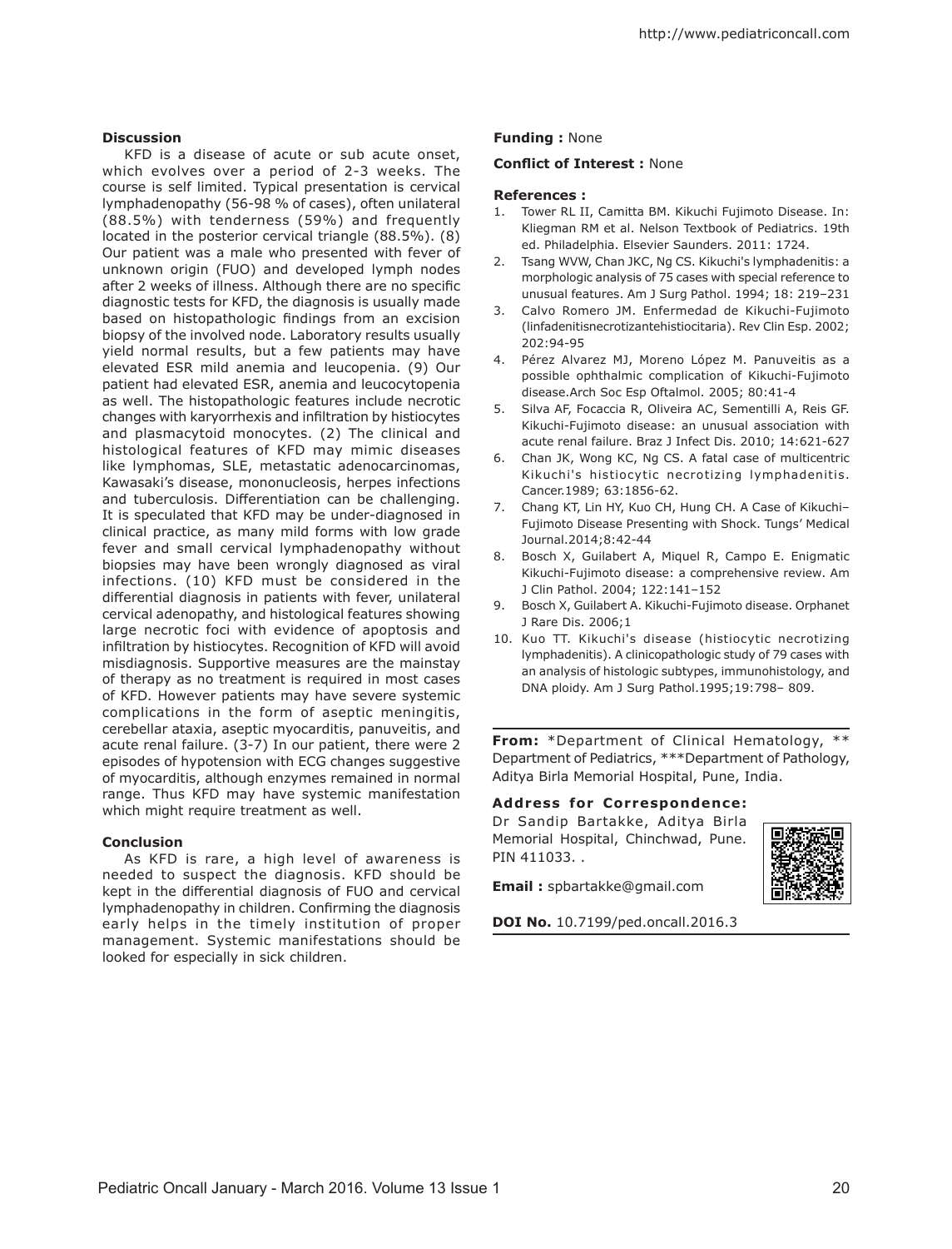### Discussion

KFD is a disease of acute or sub acute onset, which evolves over a period of 2-3 weeks. The course is self limited. Typical presentation is cervical lymphadenopathy (56-98 % of cases), often unilateral (88.5%) with tenderness (59%) and frequently located in the posterior cervical triangle (88.5%). (8) Our patient was a male who presented with fever of unknown origin (FUO) and developed lymph nodes after 2 weeks of illness. Although there are no specific diagnostic tests for KFD, the diagnosis is usually made based on histopathologic findings from an excision biopsy of the involved node. Laboratory results usually yield normal results, but a few patients may have elevated ESR mild anemia and leucopenia. (9) Our patient had elevated ESR, anemia and leucocytopenia as well. The histopathologic features include necrotic changes with karyorrhexis and infiltration by histiocytes and plasmacytoid monocytes. (2) The clinical and histological features of KFD may mimic diseases like lymphomas, SLE, metastatic adenocarcinomas, Kawasaki's disease, mononucleosis, herpes infections and tuberculosis. Differentiation can be challenging. It is speculated that KFD may be under-diagnosed in clinical practice, as many mild forms with low grade fever and small cervical lymphadenopathy without biopsies may have been wrongly diagnosed as viral infections. (10) KFD must be considered in the differential diagnosis in patients with fever, unilateral cervical adenopathy, and histological features showing large necrotic foci with evidence of apoptosis and infiltration by histiocytes. Recognition of KFD will avoid misdiagnosis. Supportive measures are the mainstay of therapy as no treatment is required in most cases of KFD. However patients may have severe systemic complications in the form of aseptic meningitis, cerebellar ataxia, aseptic myocarditis, panuveitis, and acute renal failure. (3-7) In our patient, there were 2 episodes of hypotension with ECG changes suggestive of myocarditis, although enzymes remained in normal range. Thus KFD may have systemic manifestation which might require treatment as well.

### Conclusion

As KFD is rare, a high level of awareness is needed to suspect the diagnosis. KFD should be kept in the differential diagnosis of FUO and cervical lymphadenopathy in children. Confirming the diagnosis early helps in the timely institution of proper management. Systemic manifestations should be looked for especially in sick children.

**Funding :** None

**Conflict of Interest :** None

### References :

1. Tower RL II, Camitta BM. Kikuchi Fujimoto Disease. In: Kliegman RM et al. Nelson Textbook of Pediatrics. 19th ed. Philadelphia. Elsevier Saunders. 2011: 1724.
2. Tsang WVW, Chan JKC, Ng CS. Kikuchi's lymphadenitis: a morphologic analysis of 75 cases with special reference to unusual features. Am J Surg Pathol. 1994; 18: 219–231
3. Calvo Romero JM. Enfermedad de Kikuchi-Fujimoto (linfadenitisnecrotizantehistiocitaria). Rev Clin Esp. 2002; 202:94-95
4. Pérez Alvarez MJ, Moreno López M. Panuveitis as a possible ophthalmic complication of Kikuchi-Fujimoto disease.Arch Soc Esp Oftalmol. 2005; 80:41-4
5. Silva AF, Focaccia R, Oliveira AC, Sementilli A, Reis GF. Kikuchi-Fujimoto disease: an unusual association with acute renal failure. Braz J Infect Dis. 2010; 14:621-627
6. Chan JK, Wong KC, Ng CS. A fatal case of multicentric Kikuchi's histiocytic necrotizing lymphadenitis. Cancer.1989; 63:1856-62.
7. Chang KT, Lin HY, Kuo CH, Hung CH. A Case of Kikuchi–Fujimoto Disease Presenting with Shock. Tungs' Medical Journal.2014;8:42-44
8. Bosch X, Guilabert A, Miquel R, Campo E. Enigmatic Kikuchi-Fujimoto disease: a comprehensive review. Am J Clin Pathol. 2004; 122:141–152
9. Bosch X, Guilabert A. Kikuchi-Fujimoto disease. Orphanet J Rare Dis. 2006;1
10. Kuo TT. Kikuchi's disease (histiocytic necrotizing lymphadenitis). A clinicopathologic study of 79 cases with an analysis of histologic subtypes, immunohistology, and DNA ploidy. Am J Surg Pathol.1995;19:798– 809.

---

**From:** *Department of Clinical Hematology, ** Department of Pediatrics, ***Department of Pathology, Aditya Birla Memorial Hospital, Pune, India.

**Address for Correspondence:**
Dr Sandip Bartakke, Aditya Birla Memorial Hospital, Chinchwad, Pune. PIN 411033. .

**Email :** spbartakke@gmail.com

**DOI No.** 10.7199/ped.oncall.2016.3